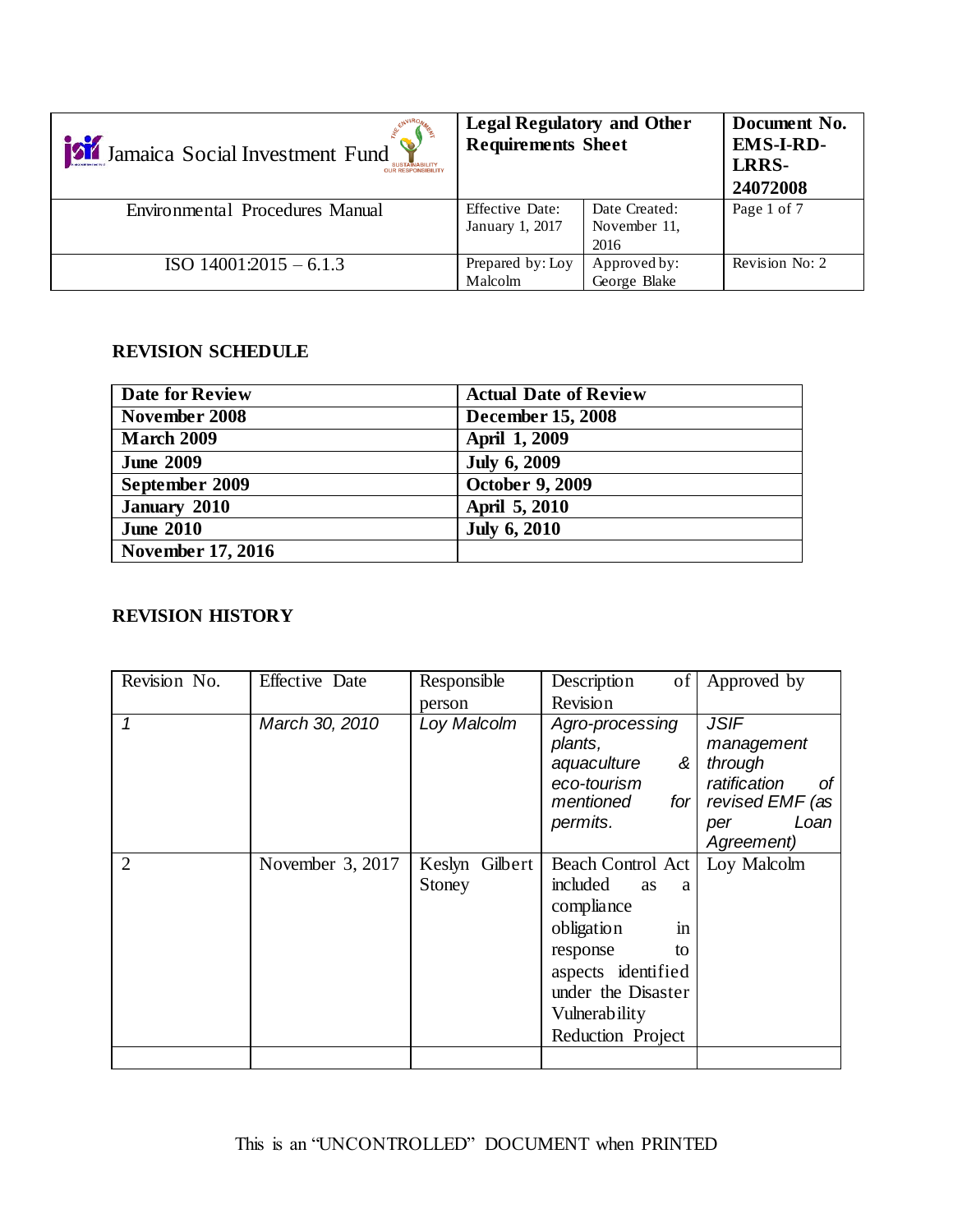| Jamaica Social Investment Fund | Legal Regulatory and Other Requirements Sheet | | Document No. EMS-I-RD-LRRS-24072008 |
|---|---|---|---|
| Environmental Procedures Manual | Effective Date: January 1, 2017 | Date Created: November 11, 2016 | Page 1 of 7 |
| ISO 14001:2015 – 6.1.3 | Prepared by: Loy Malcolm | Approved by: George Blake | Revision No: 2 |

## REVISION SCHEDULE

| Date for Review | Actual Date of Review |
|---|---|
| November 2008 | December 15, 2008 |
| March 2009 | April 1, 2009 |
| June 2009 | July 6, 2009 |
| September 2009 | October 9, 2009 |
| January 2010 | April 5, 2010 |
| June 2010 | July 6, 2010 |
| November 17, 2016 | |

## REVISION HISTORY

| Revision No. | Effective Date | Responsible person | Description of Revision | Approved by |
|---|---|---|---|---|
| *1* | *March 30, 2010* | *Loy Malcolm* | *Agro-processing plants, aquaculture & eco-tourism mentioned for permits.* | *JSIF management through ratification of revised EMF (as per Loan Agreement)* |
| 2 | November 3, 2017 | Keslyn Gilbert Stoney | Beach Control Act included as a compliance obligation in response to aspects identified under the Disaster Vulnerability Reduction Project | Loy Malcolm |
| | | | | |

This is an "UNCONTROLLED" DOCUMENT when PRINTED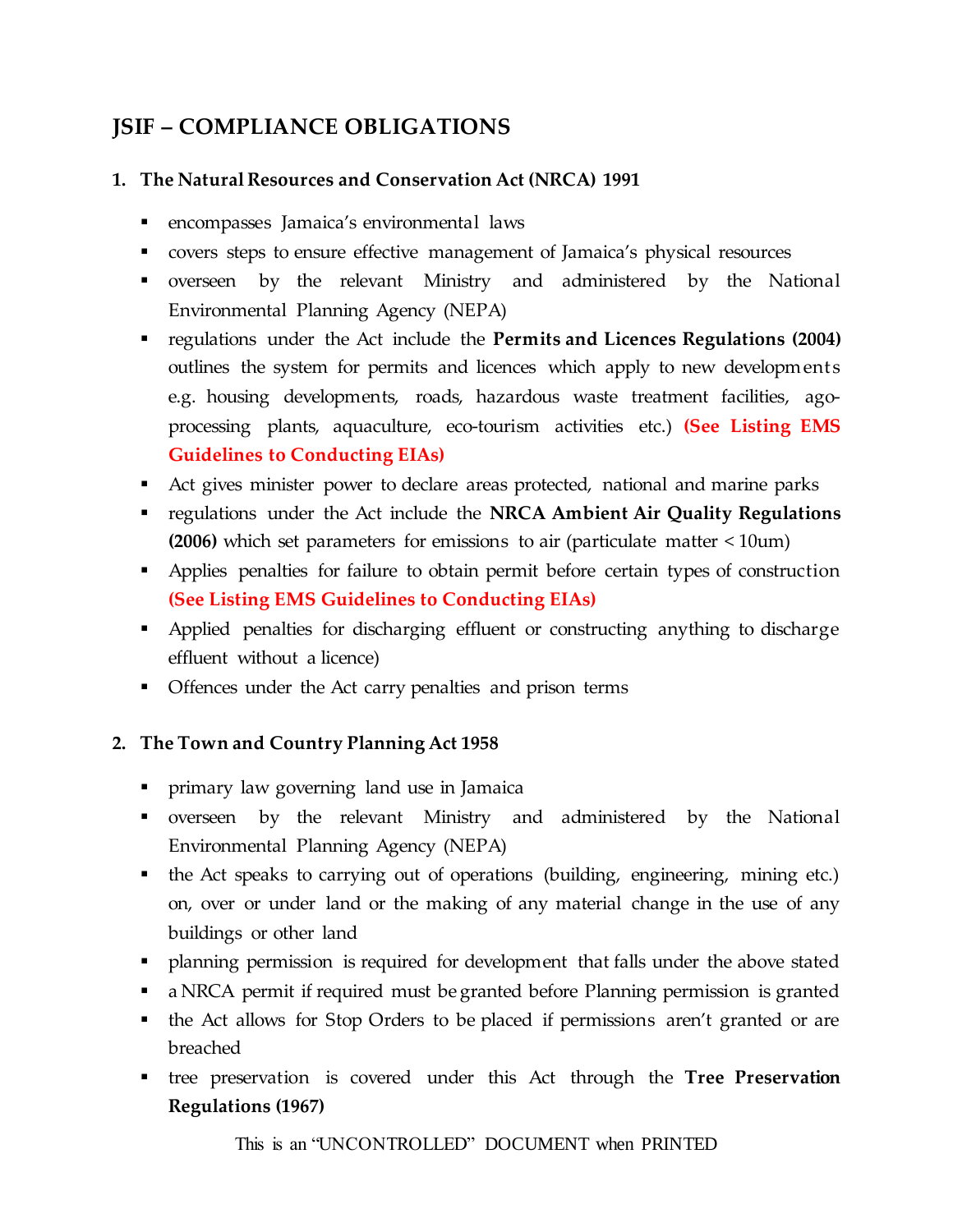# JSIF – COMPLIANCE OBLIGATIONS

## 1. The Natural Resources and Conservation Act (NRCA) 1991

- encompasses Jamaica's environmental laws
- covers steps to ensure effective management of Jamaica's physical resources
- overseen by the relevant Ministry and administered by the National Environmental Planning Agency (NEPA)
- regulations under the Act include the **Permits and Licences Regulations (2004)** outlines the system for permits and licences which apply to new developments e.g. housing developments, roads, hazardous waste treatment facilities, ago-processing plants, aquaculture, eco-tourism activities etc.) **(See Listing EMS Guidelines to Conducting EIAs)**
- Act gives minister power to declare areas protected, national and marine parks
- regulations under the Act include the **NRCA Ambient Air Quality Regulations (2006)** which set parameters for emissions to air (particulate matter < 10um)
- Applies penalties for failure to obtain permit before certain types of construction **(See Listing EMS Guidelines to Conducting EIAs)**
- Applied penalties for discharging effluent or constructing anything to discharge effluent without a licence)
- Offences under the Act carry penalties and prison terms

## 2. The Town and Country Planning Act 1958

- primary law governing land use in Jamaica
- overseen by the relevant Ministry and administered by the National Environmental Planning Agency (NEPA)
- the Act speaks to carrying out of operations (building, engineering, mining etc.) on, over or under land or the making of any material change in the use of any buildings or other land
- planning permission is required for development that falls under the above stated
- a NRCA permit if required must be granted before Planning permission is granted
- the Act allows for Stop Orders to be placed if permissions aren't granted or are breached
- tree preservation is covered under this Act through the **Tree Preservation Regulations (1967)**

This is an "UNCONTROLLED" DOCUMENT when PRINTED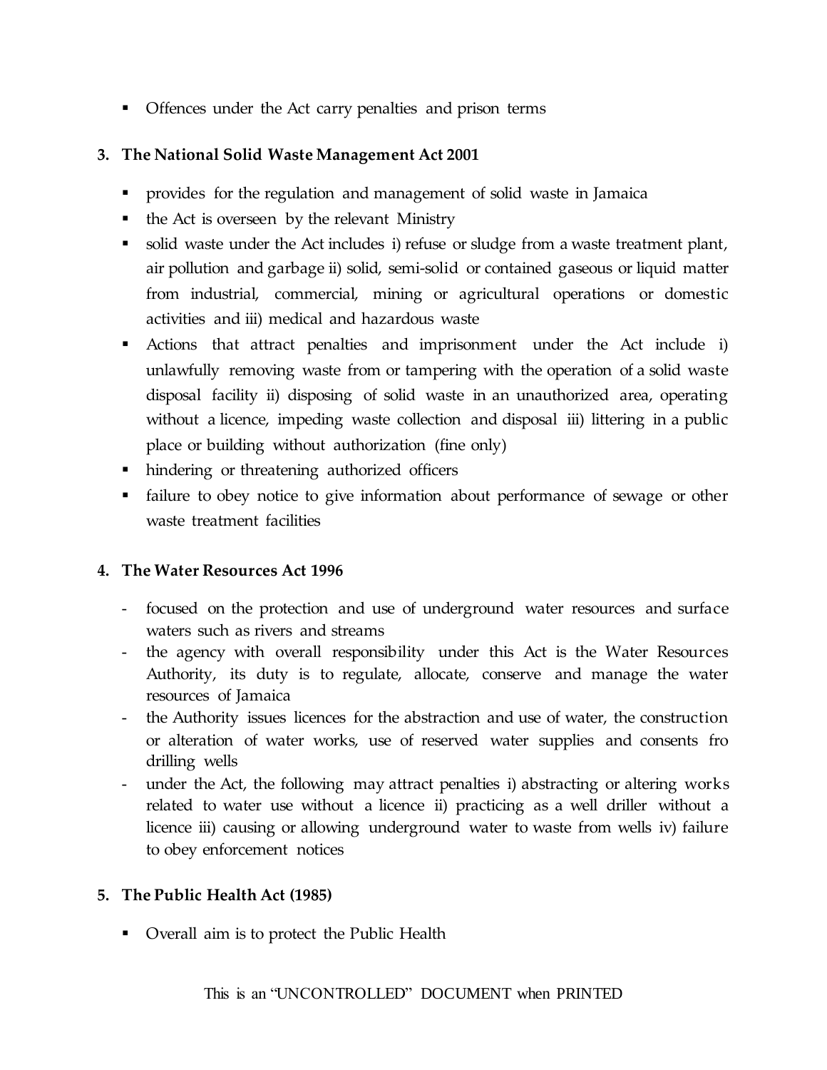- Offences under the Act carry penalties and prison terms

**3. The National Solid Waste Management Act 2001**

- provides for the regulation and management of solid waste in Jamaica
- the Act is overseen by the relevant Ministry
- solid waste under the Act includes i) refuse or sludge from a waste treatment plant, air pollution and garbage ii) solid, semi-solid or contained gaseous or liquid matter from industrial, commercial, mining or agricultural operations or domestic activities and iii) medical and hazardous waste
- Actions that attract penalties and imprisonment under the Act include i) unlawfully removing waste from or tampering with the operation of a solid waste disposal facility ii) disposing of solid waste in an unauthorized area, operating without a licence, impeding waste collection and disposal iii) littering in a public place or building without authorization (fine only)
- hindering or threatening authorized officers
- failure to obey notice to give information about performance of sewage or other waste treatment facilities

**4. The Water Resources Act 1996**

- focused on the protection and use of underground water resources and surface waters such as rivers and streams
- the agency with overall responsibility under this Act is the Water Resources Authority, its duty is to regulate, allocate, conserve and manage the water resources of Jamaica
- the Authority issues licences for the abstraction and use of water, the construction or alteration of water works, use of reserved water supplies and consents fro drilling wells
- under the Act, the following may attract penalties i) abstracting or altering works related to water use without a licence ii) practicing as a well driller without a licence iii) causing or allowing underground water to waste from wells iv) failure to obey enforcement notices

**5. The Public Health Act (1985)**

- Overall aim is to protect the Public Health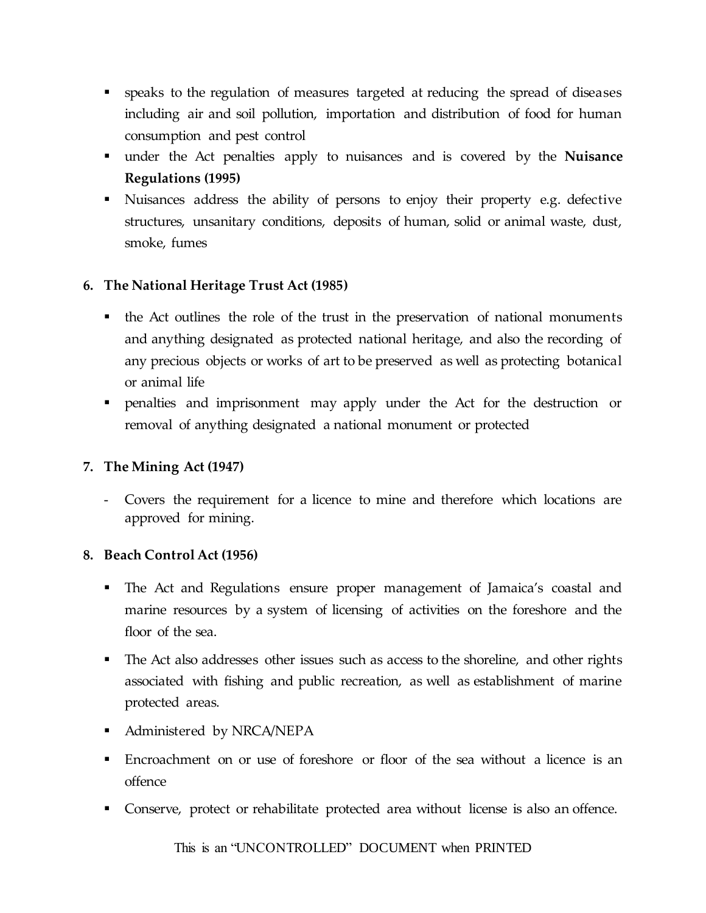- speaks to the regulation of measures targeted at reducing the spread of diseases including air and soil pollution, importation and distribution of food for human consumption and pest control
- under the Act penalties apply to nuisances and is covered by the **Nuisance Regulations (1995)**
- Nuisances address the ability of persons to enjoy their property e.g. defective structures, unsanitary conditions, deposits of human, solid or animal waste, dust, smoke, fumes

**6. The National Heritage Trust Act (1985)**

- the Act outlines the role of the trust in the preservation of national monuments and anything designated as protected national heritage, and also the recording of any precious objects or works of art to be preserved as well as protecting botanical or animal life
- penalties and imprisonment may apply under the Act for the destruction or removal of anything designated a national monument or protected

**7. The Mining Act (1947)**

- Covers the requirement for a licence to mine and therefore which locations are approved for mining.

**8. Beach Control Act (1956)**

- The Act and Regulations ensure proper management of Jamaica's coastal and marine resources by a system of licensing of activities on the foreshore and the floor of the sea.
- The Act also addresses other issues such as access to the shoreline, and other rights associated with fishing and public recreation, as well as establishment of marine protected areas.
- Administered by NRCA/NEPA
- Encroachment on or use of foreshore or floor of the sea without a licence is an offence
- Conserve, protect or rehabilitate protected area without license is also an offence.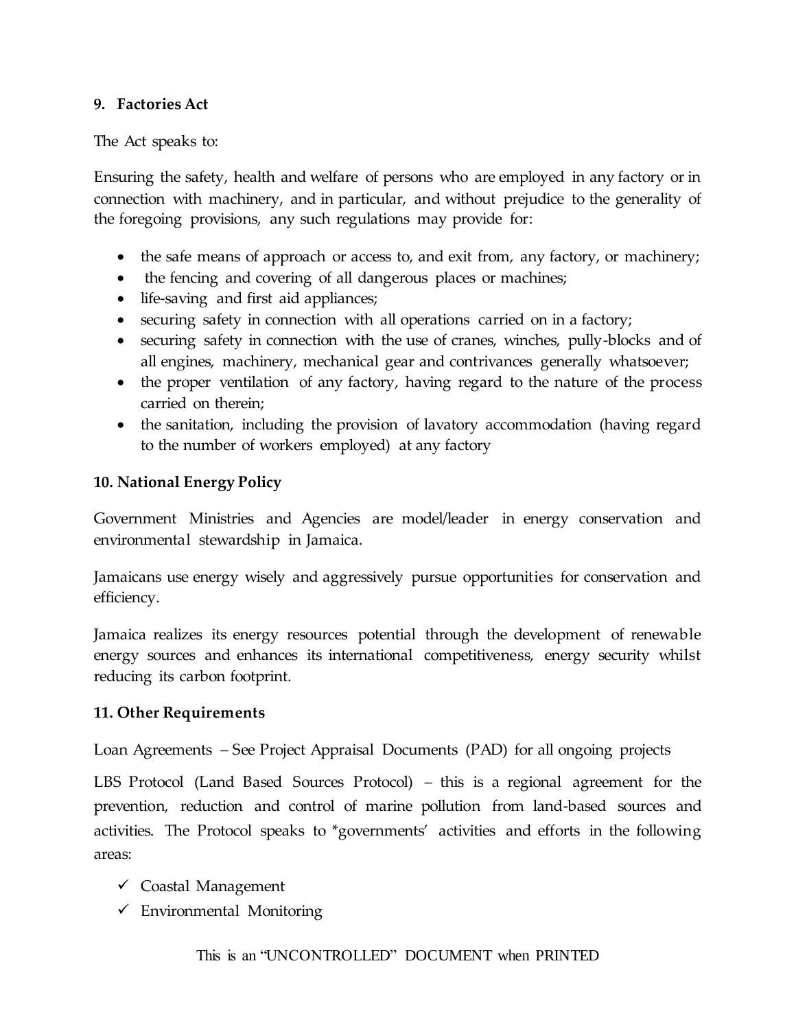### 9. Factories Act

The Act speaks to:

Ensuring the safety, health and welfare of persons who are employed in any factory or in connection with machinery, and in particular, and without prejudice to the generality of the foregoing provisions, any such regulations may provide for:

- the safe means of approach or access to, and exit from, any factory, or machinery;
- the fencing and covering of all dangerous places or machines;
- life-saving and first aid appliances;
- securing safety in connection with all operations carried on in a factory;
- securing safety in connection with the use of cranes, winches, pully-blocks and of all engines, machinery, mechanical gear and contrivances generally whatsoever;
- the proper ventilation of any factory, having regard to the nature of the process carried on therein;
- the sanitation, including the provision of lavatory accommodation (having regard to the number of workers employed) at any factory

### 10. National Energy Policy

Government Ministries and Agencies are model/leader in energy conservation and environmental stewardship in Jamaica.

Jamaicans use energy wisely and aggressively pursue opportunities for conservation and efficiency.

Jamaica realizes its energy resources potential through the development of renewable energy sources and enhances its international competitiveness, energy security whilst reducing its carbon footprint.

### 11. Other Requirements

Loan Agreements – See Project Appraisal Documents (PAD) for all ongoing projects

LBS Protocol (Land Based Sources Protocol) – this is a regional agreement for the prevention, reduction and control of marine pollution from land-based sources and activities. The Protocol speaks to *governments' activities and efforts in the following areas:

- ✓ Coastal Management
- ✓ Environmental Monitoring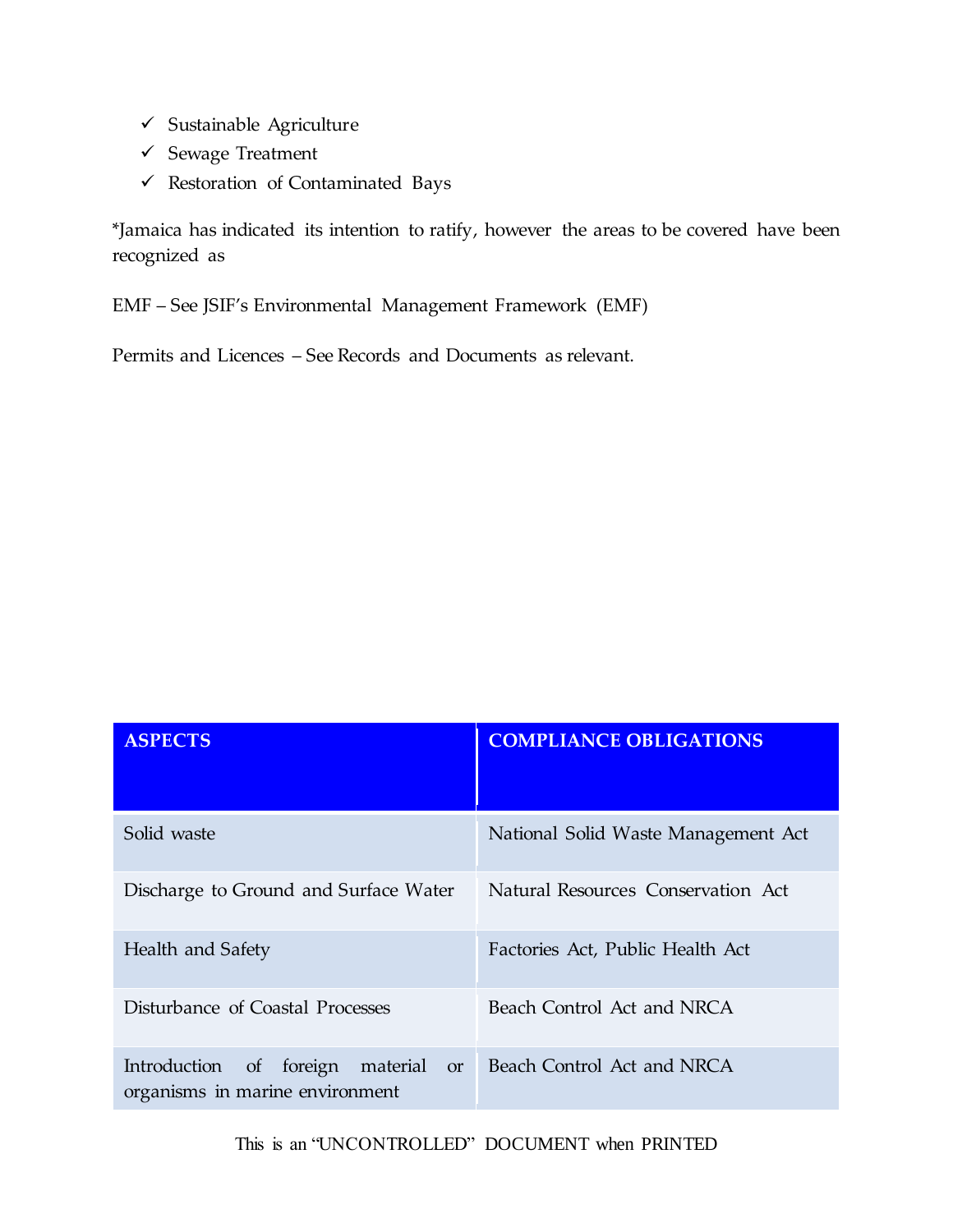- ✓ Sustainable Agriculture
- ✓ Sewage Treatment
- ✓ Restoration of Contaminated Bays

*Jamaica has indicated its intention to ratify, however the areas to be covered have been recognized as

EMF – See JSIF's Environmental Management Framework (EMF)

Permits and Licences – See Records and Documents as relevant.

| ASPECTS | COMPLIANCE OBLIGATIONS |
|---|---|
| Solid waste | National Solid Waste Management Act |
| Discharge to Ground and Surface Water | Natural Resources Conservation Act |
| Health and Safety | Factories Act, Public Health Act |
| Disturbance of Coastal Processes | Beach Control Act and NRCA |
| Introduction of foreign material or organisms in marine environment | Beach Control Act and NRCA |

This is an "UNCONTROLLED" DOCUMENT when PRINTED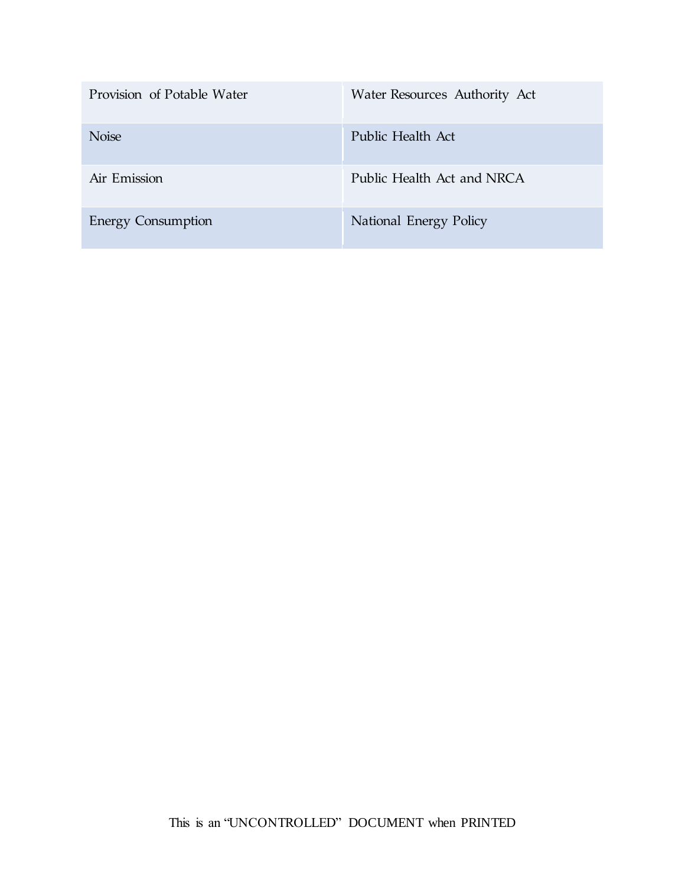| | |
|---|---|
| Provision of Potable Water | Water Resources Authority Act |
| Noise | Public Health Act |
| Air Emission | Public Health Act and NRCA |
| Energy Consumption | National Energy Policy |